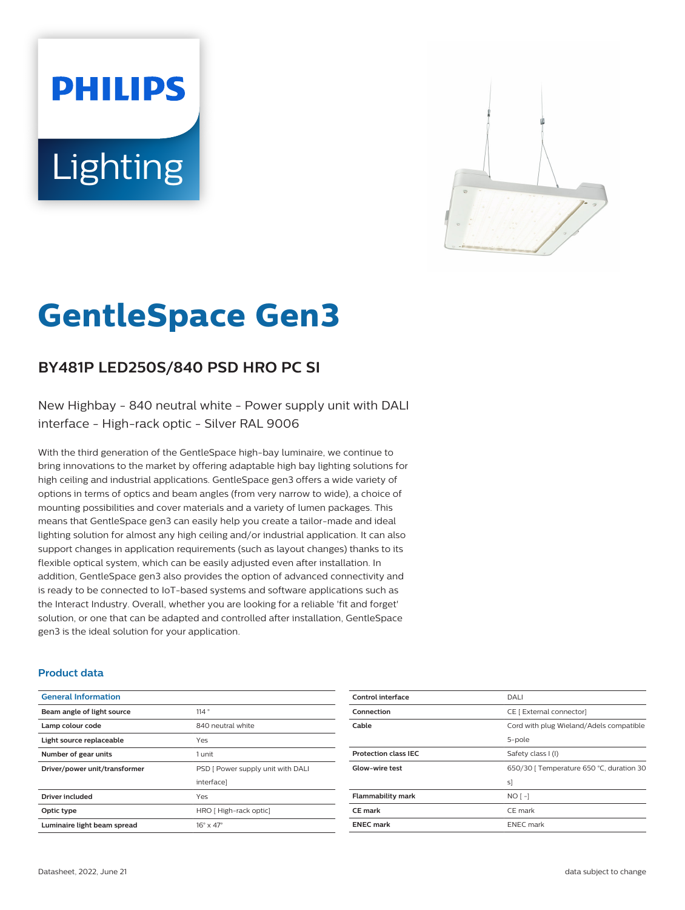PHILIPS

Lighting

# GentleSpace Gen3

## BY481P LED250S/840 PSD HRO PC SI

New Highbay - 840 neutral white - Power supply unit with DALI interface - High-rack optic - Silver RAL 9006

With the third generation of the GentleSpace high-bay luminaire, we continue to bring innovations to the market by offering adaptable high bay lighting solutions for high ceiling and industrial applications. GentleSpace gen3 offers a wide variety of options in terms of optics and beam angles (from very narrow to wide), a choice of mounting possibilities and cover materials and a variety of lumen packages. This means that GentleSpace gen3 can easily help you create a tailor-made and ideal lighting solution for almost any high ceiling and/or industrial application. It can also support changes in application requirements (such as layout changes) thanks to its flexible optical system, which can be easily adjusted even after installation. In addition, GentleSpace gen3 also provides the option of advanced connectivity and is ready to be connected to IoT-based systems and software applications such as the Interact Industry. Overall, whether you are looking for a reliable 'fit and forget' solution, or one that can be adapted and controlled after installation, GentleSpace gen3 is the ideal solution for your application.

### Product data

| General Information | |
|---|---|
| **Beam angle of light source** | 114 ° |
| **Lamp colour code** | 840 neutral white |
| **Light source replaceable** | Yes |
| **Number of gear units** | 1 unit |
| **Driver/power unit/transformer** | PSD [ Power supply unit with DALI interface] |
| **Driver included** | Yes |
| **Optic type** | HRO [ High-rack optic] |
| **Luminaire light beam spread** | 16° x 47° |
| **Control interface** | DALI |
| **Connection** | CE [ External connector] |
| **Cable** | Cord with plug Wieland/Adels compatible 5-pole |
| **Protection class IEC** | Safety class I (I) |
| **Glow-wire test** | 650/30 [ Temperature 650 °C, duration 30 s] |
| **Flammability mark** | NO [ -] |
| **CE mark** | CE mark |
| **ENEC mark** | ENEC mark |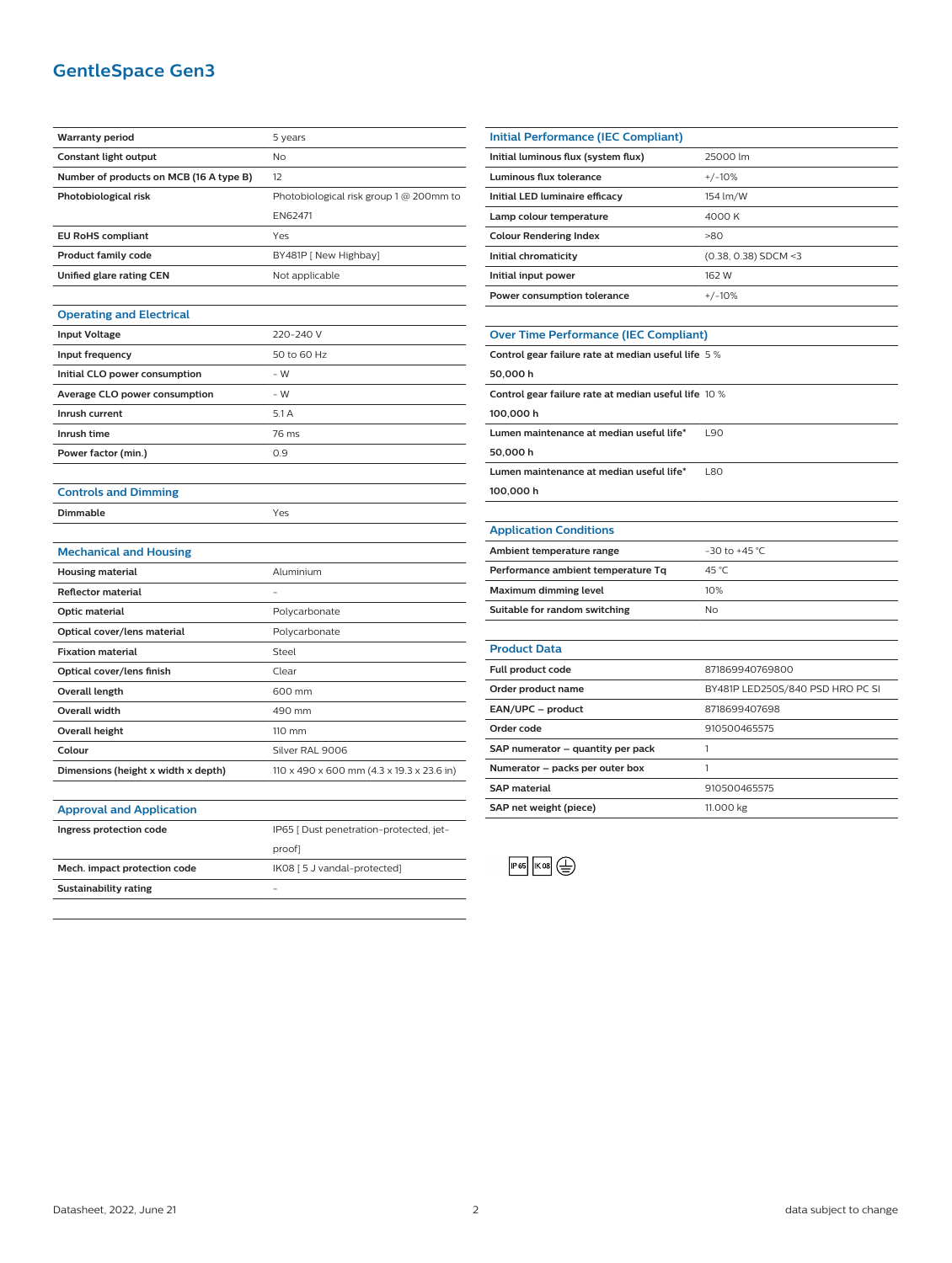# GentleSpace Gen3

| | |
|---|---|
| **Warranty period** | 5 years |
| **Constant light output** | No |
| **Number of products on MCB (16 A type B)** | 12 |
| **Photobiological risk** | Photobiological risk group 1 @ 200mm to EN62471 |
| **EU RoHS compliant** | Yes |
| **Product family code** | BY481P [ New Highbay] |
| **Unified glare rating CEN** | Not applicable |

## Operating and Electrical

| | |
|---|---|
| **Input Voltage** | 220-240 V |
| **Input frequency** | 50 to 60 Hz |
| **Initial CLO power consumption** | - W |
| **Average CLO power consumption** | - W |
| **Inrush current** | 5.1 A |
| **Inrush time** | 76 ms |
| **Power factor (min.)** | 0.9 |

## Controls and Dimming

| | |
|---|---|
| **Dimmable** | Yes |

## Mechanical and Housing

| | |
|---|---|
| **Housing material** | Aluminium |
| **Reflector material** | - |
| **Optic material** | Polycarbonate |
| **Optical cover/lens material** | Polycarbonate |
| **Fixation material** | Steel |
| **Optical cover/lens finish** | Clear |
| **Overall length** | 600 mm |
| **Overall width** | 490 mm |
| **Overall height** | 110 mm |
| **Colour** | Silver RAL 9006 |
| **Dimensions (height x width x depth)** | 110 x 490 x 600 mm (4.3 x 19.3 x 23.6 in) |

## Approval and Application

| | |
|---|---|
| **Ingress protection code** | IP65 [ Dust penetration-protected, jet-proof] |
| **Mech. impact protection code** | IK08 [ 5 J vandal-protected] |
| **Sustainability rating** | - |

## Initial Performance (IEC Compliant)

| | |
|---|---|
| **Initial luminous flux (system flux)** | 25000 lm |
| **Luminous flux tolerance** | +/-10% |
| **Initial LED luminaire efficacy** | 154 lm/W |
| **Lamp colour temperature** | 4000 K |
| **Colour Rendering Index** | >80 |
| **Initial chromaticity** | (0.38, 0.38) SDCM <3 |
| **Initial input power** | 162 W |
| **Power consumption tolerance** | +/-10% |

## Over Time Performance (IEC Compliant)

| | |
|---|---|
| **Control gear failure rate at median useful life 50,000 h** | 5 % |
| **Control gear failure rate at median useful life 100,000 h** | 10 % |
| **Lumen maintenance at median useful life* 50,000 h** | L90 |
| **Lumen maintenance at median useful life* 100,000 h** | L80 |

## Application Conditions

| | |
|---|---|
| **Ambient temperature range** | -30 to +45 °C |
| **Performance ambient temperature Tq** | 45 °C |
| **Maximum dimming level** | 10% |
| **Suitable for random switching** | No |

## Product Data

| | |
|---|---|
| **Full product code** | 871869940769800 |
| **Order product name** | BY481P LED250S/840 PSD HRO PC SI |
| **EAN/UPC – product** | 8718699407698 |
| **Order code** | 910500465575 |
| **SAP numerator – quantity per pack** | 1 |
| **Numerator – packs per outer box** | 1 |
| **SAP material** | 910500465575 |
| **SAP net weight (piece)** | 11.000 kg |

IP65 IK08

Datasheet, 2022, June 21 — data subject to change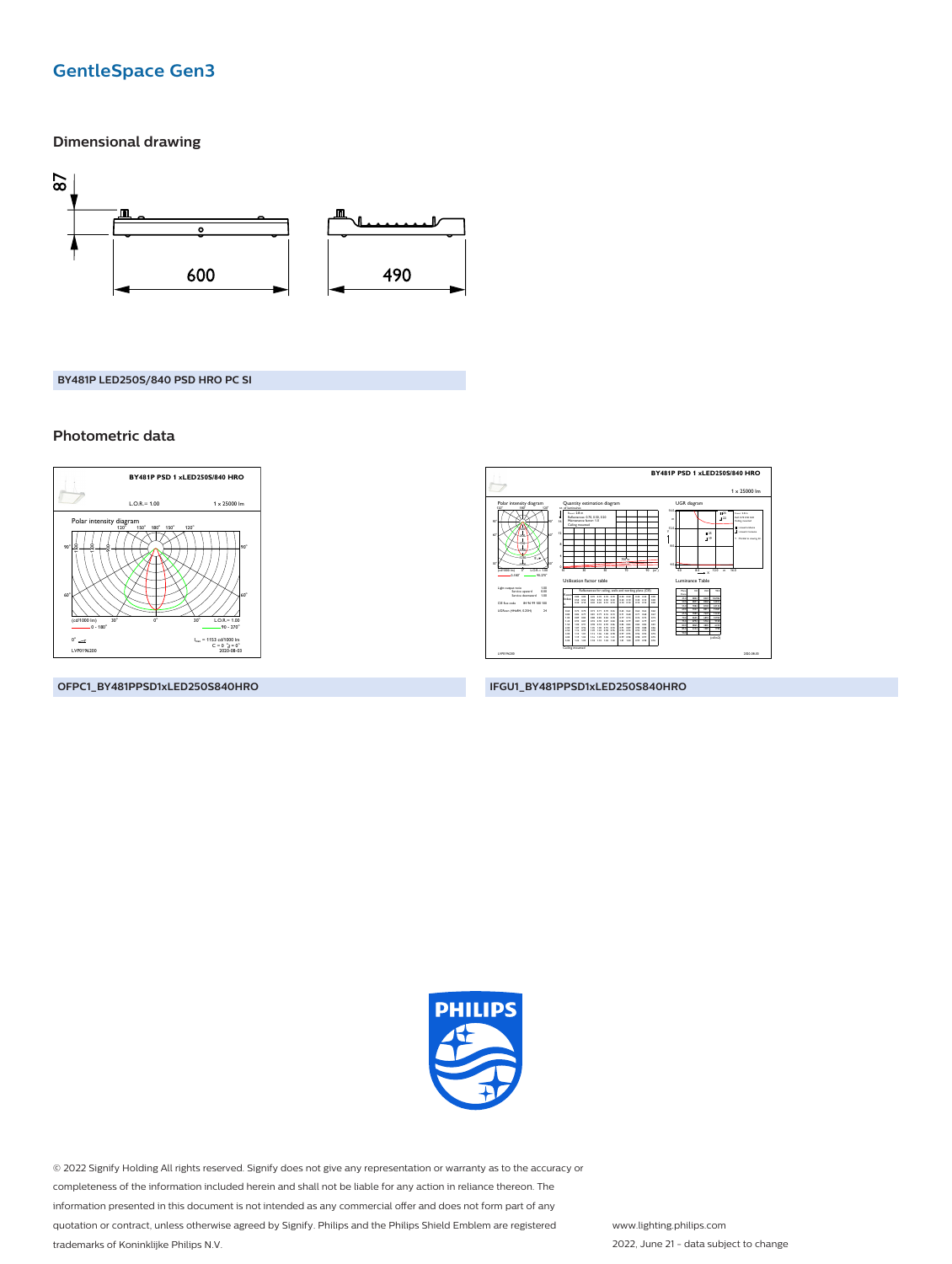## GentleSpace Gen3

### Dimensional drawing

87

600

490

BY481P LED250S/840 PSD HRO PC SI

### Photometric data

BY481P PSD 1 xLED250S/840 HRO

L.O.R.= 1.00

1 x 25000 lm

Polar intensity diagram

120° 150° 180° 150° 120°

90° 90°

60° 60°

(cd/1000 lm) 30° 0° 30° L.O.R.= 1.00

0 - 180° 90 - 270°

$I_{max}$ = 1153 cd/1000 lm

C = 0 γ = 0°

LVP0196200 2020-08-03

OFPC1_BY481PPSD1xLED250S840HRO

BY481P PSD 1 xLED250S/840 HRO

1 x 25000 lm

Polar intensity diagram

Quantity estimation diagram

UGR diagram

Utilisation factor table

Luminance Table

IFGU1_BY481PPSD1xLED250S840HRO

© 2022 Signify Holding All rights reserved. Signify does not give any representation or warranty as to the accuracy or completeness of the information included herein and shall not be liable for any action in reliance thereon. The information presented in this document is not intended as any commercial offer and does not form part of any quotation or contract, unless otherwise agreed by Signify. Philips and the Philips Shield Emblem are registered trademarks of Koninklijke Philips N.V.

www.lighting.philips.com

2022, June 21 - data subject to change